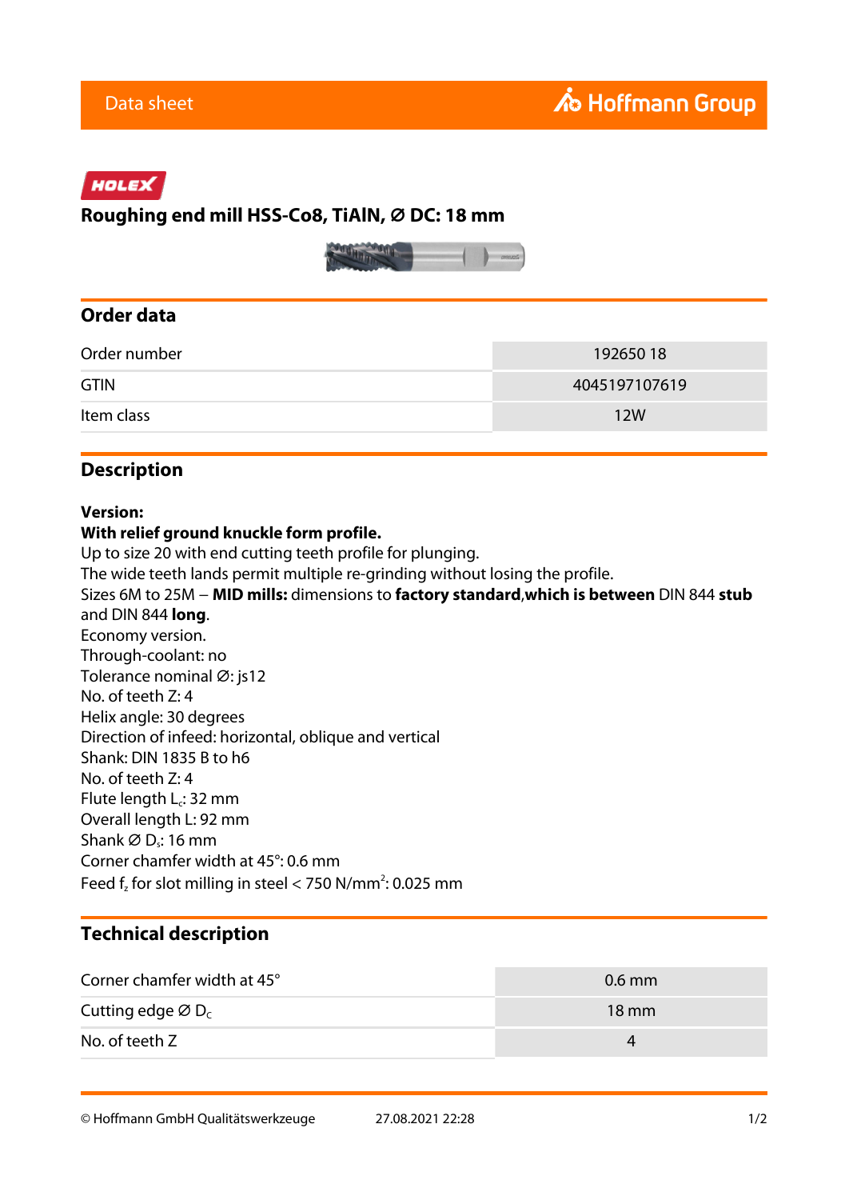Data sheet

Hoffmann Group

HOLEX

# Roughing end mill HSS-Co8, TiAlN, Ø DC: 18 mm

## Order data

| Order number | 192650 18 |
|---|---|
| GTIN | 4045197107619 |
| Item class | 12W |

## Description

**Version:**
**With relief ground knuckle form profile.**
Up to size 20 with end cutting teeth profile for plunging.
The wide teeth lands permit multiple re-grinding without losing the profile.
Sizes 6M to 25M – **MID mills:** dimensions to **factory standard**,**which is between** DIN 844 **stub** and DIN 844 **long**.
Economy version.
Through-coolant: no
Tolerance nominal Ø: js12
No. of teeth Z: 4
Helix angle: 30 degrees
Direction of infeed: horizontal, oblique and vertical
Shank: DIN 1835 B to h6
No. of teeth Z: 4
Flute length $L_c$: 32 mm
Overall length L: 92 mm
Shank Ø $D_s$: 16 mm
Corner chamfer width at 45°: 0.6 mm
Feed $f_z$ for slot milling in steel < 750 N/mm$^2$: 0.025 mm

## Technical description

| Corner chamfer width at 45° | 0.6 mm |
|---|---|
| Cutting edge Ø $D_c$ | 18 mm |
| No. of teeth Z | 4 |

© Hoffmann GmbH Qualitätswerkzeuge 27.08.2021 22:28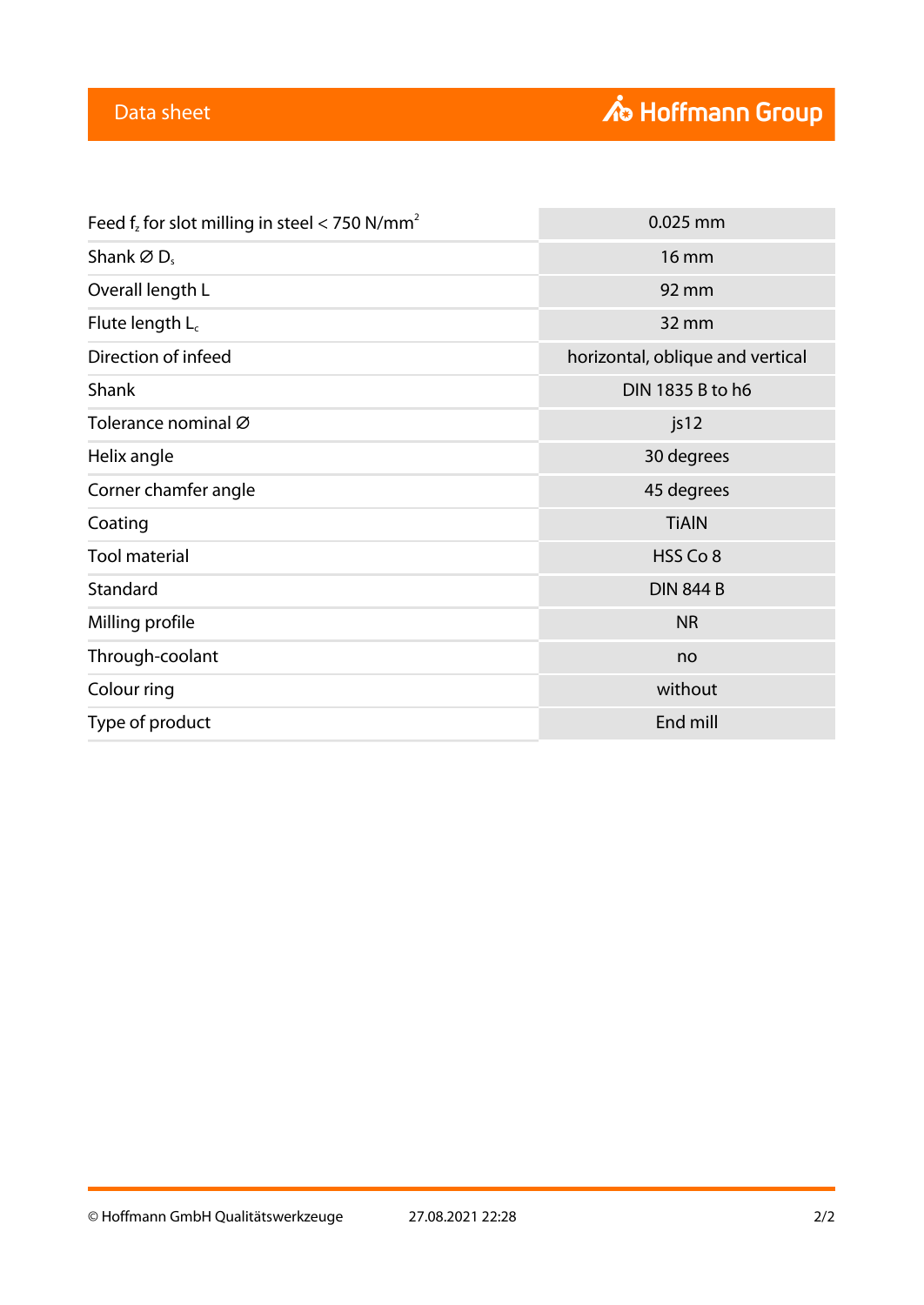| | |
|---|---|
| Feed $f_z$ for slot milling in steel < 750 N/mm$^2$ | 0.025 mm |
| Shank ∅ $D_s$ | 16 mm |
| Overall length L | 92 mm |
| Flute length $L_c$ | 32 mm |
| Direction of infeed | horizontal, oblique and vertical |
| Shank | DIN 1835 B to h6 |
| Tolerance nominal ∅ | js12 |
| Helix angle | 30 degrees |
| Corner chamfer angle | 45 degrees |
| Coating | TiAlN |
| Tool material | HSS Co 8 |
| Standard | DIN 844 B |
| Milling profile | NR |
| Through-coolant | no |
| Colour ring | without |
| Type of product | End mill |